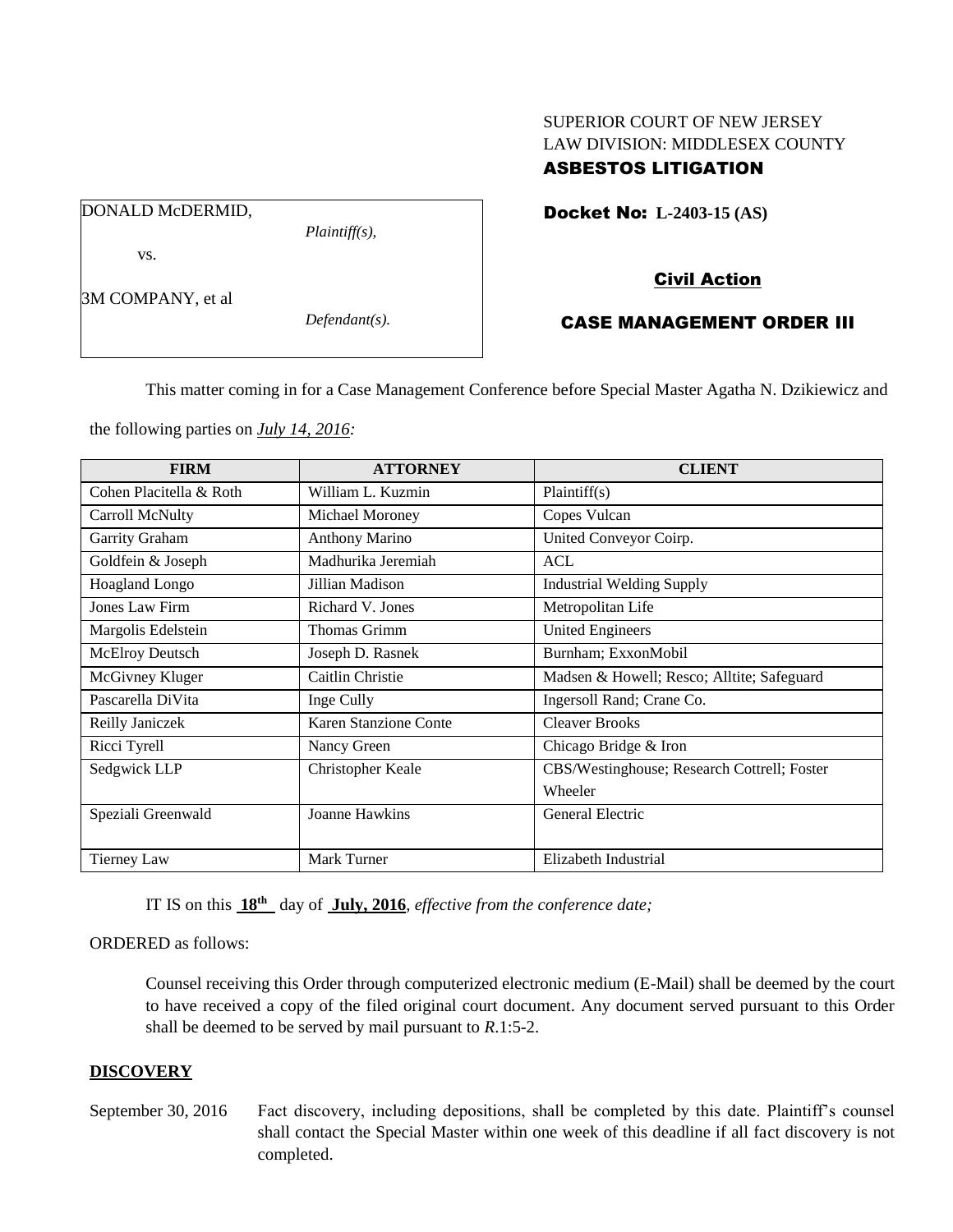SUPERIOR COURT OF NEW JERSEY
LAW DIVISION: MIDDLESEX COUNTY
**ASBESTOS LITIGATION**

| DONALD McDERMID, *Plaintiff(s),* vs. 3M COMPANY, et al *Defendant(s).* |
|---|

**Docket No: L-2403-15 (AS)**

**Civil Action**

**CASE MANAGEMENT ORDER III**

This matter coming in for a Case Management Conference before Special Master Agatha N. Dzikiewicz and the following parties on *July 14, 2016:*

| FIRM | ATTORNEY | CLIENT |
|---|---|---|
| Cohen Placitella & Roth | William L. Kuzmin | Plaintiff(s) |
| Carroll McNulty | Michael Moroney | Copes Vulcan |
| Garrity Graham | Anthony Marino | United Conveyor Coirp. |
| Goldfein & Joseph | Madhurika Jeremiah | ACL |
| Hoagland Longo | Jillian Madison | Industrial Welding Supply |
| Jones Law Firm | Richard V. Jones | Metropolitan Life |
| Margolis Edelstein | Thomas Grimm | United Engineers |
| McElroy Deutsch | Joseph D. Rasnek | Burnham; ExxonMobil |
| McGivney Kluger | Caitlin Christie | Madsen & Howell; Resco; Alltite; Safeguard |
| Pascarella DiVita | Inge Cully | Ingersoll Rand; Crane Co. |
| Reilly Janiczek | Karen Stanzione Conte | Cleaver Brooks |
| Ricci Tyrell | Nancy Green | Chicago Bridge & Iron |
| Sedgwick LLP | Christopher Keale | CBS/Westinghouse; Research Cottrell; Foster Wheeler |
| Speziali Greenwald | Joanne Hawkins | General Electric |
| Tierney Law | Mark Turner | Elizabeth Industrial |

IT IS on this **18th** day of **July, 2016**, *effective from the conference date;*

ORDERED as follows:

Counsel receiving this Order through computerized electronic medium (E-Mail) shall be deemed by the court to have received a copy of the filed original court document. Any document served pursuant to this Order shall be deemed to be served by mail pursuant to *R*.1:5-2.

**DISCOVERY**

September 30, 2016 Fact discovery, including depositions, shall be completed by this date. Plaintiff's counsel shall contact the Special Master within one week of this deadline if all fact discovery is not completed.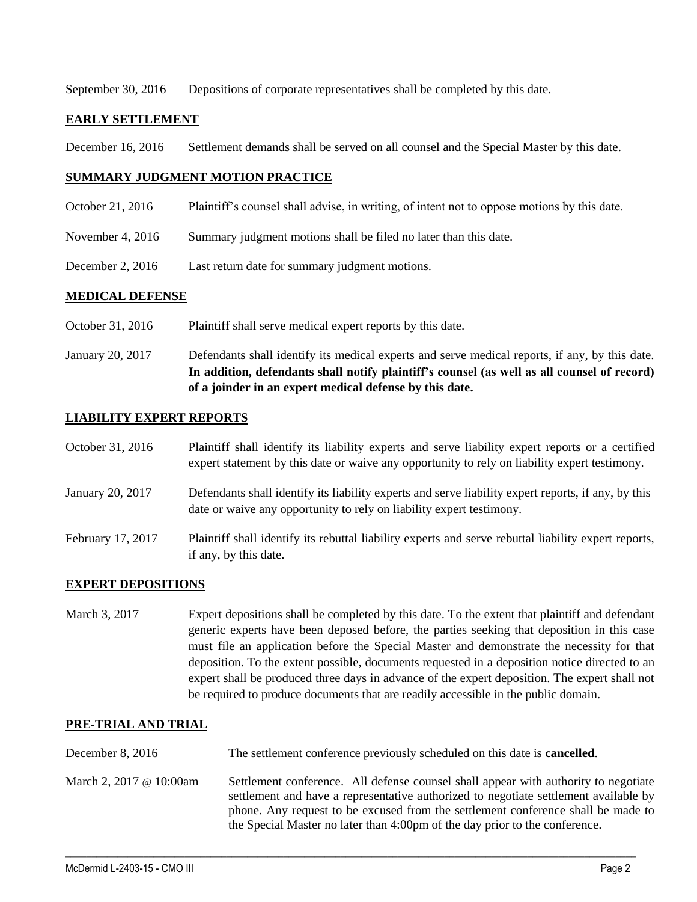September 30, 2016 Depositions of corporate representatives shall be completed by this date.

## EARLY SETTLEMENT

December 16, 2016 Settlement demands shall be served on all counsel and the Special Master by this date.

## SUMMARY JUDGMENT MOTION PRACTICE

October 21, 2016 Plaintiff's counsel shall advise, in writing, of intent not to oppose motions by this date.

November 4, 2016 Summary judgment motions shall be filed no later than this date.

December 2, 2016 Last return date for summary judgment motions.

## MEDICAL DEFENSE

October 31, 2016 Plaintiff shall serve medical expert reports by this date.

January 20, 2017 Defendants shall identify its medical experts and serve medical reports, if any, by this date. **In addition, defendants shall notify plaintiff's counsel (as well as all counsel of record) of a joinder in an expert medical defense by this date.**

## LIABILITY EXPERT REPORTS

October 31, 2016 Plaintiff shall identify its liability experts and serve liability expert reports or a certified expert statement by this date or waive any opportunity to rely on liability expert testimony.

January 20, 2017 Defendants shall identify its liability experts and serve liability expert reports, if any, by this date or waive any opportunity to rely on liability expert testimony.

February 17, 2017 Plaintiff shall identify its rebuttal liability experts and serve rebuttal liability expert reports, if any, by this date.

## EXPERT DEPOSITIONS

March 3, 2017 Expert depositions shall be completed by this date. To the extent that plaintiff and defendant generic experts have been deposed before, the parties seeking that deposition in this case must file an application before the Special Master and demonstrate the necessity for that deposition. To the extent possible, documents requested in a deposition notice directed to an expert shall be produced three days in advance of the expert deposition. The expert shall not be required to produce documents that are readily accessible in the public domain.

## PRE-TRIAL AND TRIAL

December 8, 2016 The settlement conference previously scheduled on this date is **cancelled**.

March 2, 2017 @ 10:00am Settlement conference. All defense counsel shall appear with authority to negotiate settlement and have a representative authorized to negotiate settlement available by phone. Any request to be excused from the settlement conference shall be made to the Special Master no later than 4:00pm of the day prior to the conference.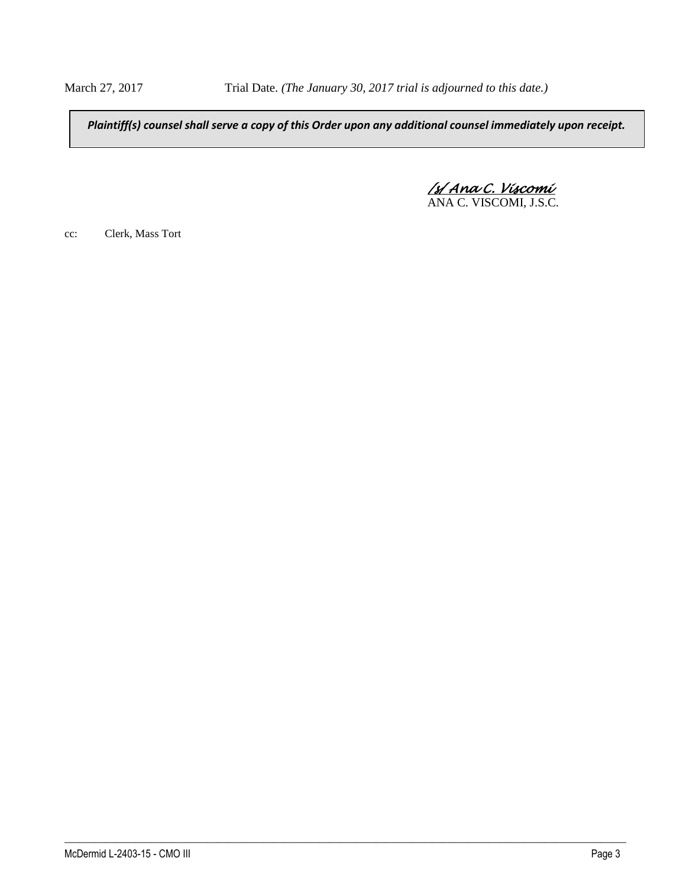| | |
|---|---|
| March 27, 2017 | Trial Date. *(The January 30, 2017 trial is adjourned to this date.)* |

***Plaintiff(s) counsel shall serve a copy of this Order upon any additional counsel immediately upon receipt.***

*/s/ Ana C. Viscomi*
ANA C. VISCOMI, J.S.C.

cc: Clerk, Mass Tort